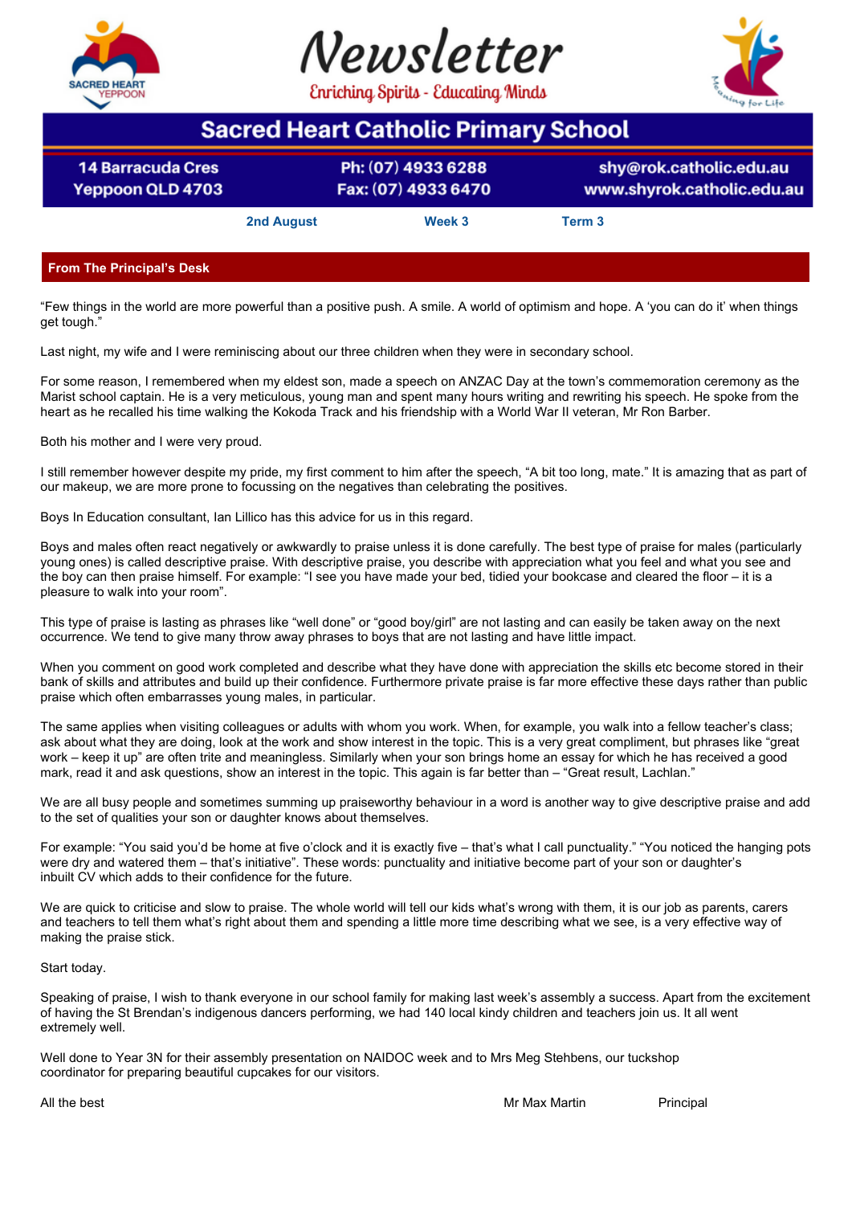# Newsletter

Enriching Spirits - Educating Minds

## Sacred Heart Catholic Primary School

14 Barracuda Cres
Yeppoon QLD 4703

Ph: (07) 4933 6288
Fax: (07) 4933 6470

shy@rok.catholic.edu.au
www.shyrok.catholic.edu.au

**2nd August** **Week 3** **Term 3**

## From The Principal's Desk

"Few things in the world are more powerful than a positive push. A smile. A world of optimism and hope. A 'you can do it' when things get tough."

Last night, my wife and I were reminiscing about our three children when they were in secondary school.

For some reason, I remembered when my eldest son, made a speech on ANZAC Day at the town's commemoration ceremony as the Marist school captain. He is a very meticulous, young man and spent many hours writing and rewriting his speech. He spoke from the heart as he recalled his time walking the Kokoda Track and his friendship with a World War II veteran, Mr Ron Barber.

Both his mother and I were very proud.

I still remember however despite my pride, my first comment to him after the speech, "A bit too long, mate." It is amazing that as part of our makeup, we are more prone to focussing on the negatives than celebrating the positives.

Boys In Education consultant, Ian Lillico has this advice for us in this regard.

Boys and males often react negatively or awkwardly to praise unless it is done carefully. The best type of praise for males (particularly young ones) is called descriptive praise. With descriptive praise, you describe with appreciation what you feel and what you see and the boy can then praise himself. For example: "I see you have made your bed, tidied your bookcase and cleared the floor – it is a pleasure to walk into your room".

This type of praise is lasting as phrases like "well done" or "good boy/girl" are not lasting and can easily be taken away on the next occurrence. We tend to give many throw away phrases to boys that are not lasting and have little impact.

When you comment on good work completed and describe what they have done with appreciation the skills etc become stored in their bank of skills and attributes and build up their confidence. Furthermore private praise is far more effective these days rather than public praise which often embarrasses young males, in particular.

The same applies when visiting colleagues or adults with whom you work. When, for example, you walk into a fellow teacher's class; ask about what they are doing, look at the work and show interest in the topic. This is a very great compliment, but phrases like "great work – keep it up" are often trite and meaningless. Similarly when your son brings home an essay for which he has received a good mark, read it and ask questions, show an interest in the topic. This again is far better than – "Great result, Lachlan."

We are all busy people and sometimes summing up praiseworthy behaviour in a word is another way to give descriptive praise and add to the set of qualities your son or daughter knows about themselves.

For example: "You said you'd be home at five o'clock and it is exactly five – that's what I call punctuality." "You noticed the hanging pots were dry and watered them – that's initiative". These words: punctuality and initiative become part of your son or daughter's inbuilt CV which adds to their confidence for the future.

We are quick to criticise and slow to praise. The whole world will tell our kids what's wrong with them, it is our job as parents, carers and teachers to tell them what's right about them and spending a little more time describing what we see, is a very effective way of making the praise stick.

Start today.

Speaking of praise, I wish to thank everyone in our school family for making last week's assembly a success. Apart from the excitement of having the St Brendan's indigenous dancers performing, we had 140 local kindy children and teachers join us. It all went extremely well.

Well done to Year 3N for their assembly presentation on NAIDOC week and to Mrs Meg Stehbens, our tuckshop coordinator for preparing beautiful cupcakes for our visitors.

All the best

Mr Max Martin Principal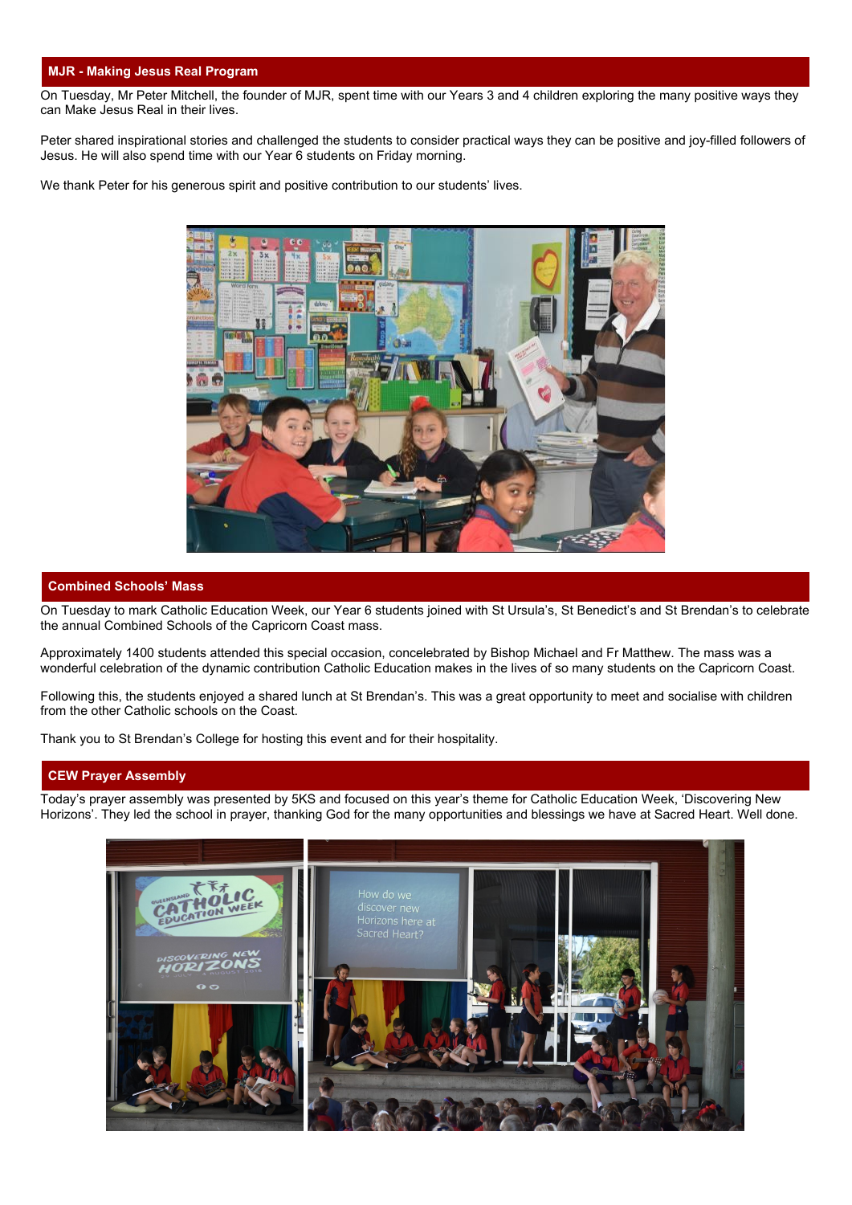## MJR - Making Jesus Real Program

On Tuesday, Mr Peter Mitchell, the founder of MJR, spent time with our Years 3 and 4 children exploring the many positive ways they can Make Jesus Real in their lives.

Peter shared inspirational stories and challenged the students to consider practical ways they can be positive and joy-filled followers of Jesus. He will also spend time with our Year 6 students on Friday morning.

We thank Peter for his generous spirit and positive contribution to our students' lives.

## Combined Schools' Mass

On Tuesday to mark Catholic Education Week, our Year 6 students joined with St Ursula's, St Benedict's and St Brendan's to celebrate the annual Combined Schools of the Capricorn Coast mass.

Approximately 1400 students attended this special occasion, concelebrated by Bishop Michael and Fr Matthew. The mass was a wonderful celebration of the dynamic contribution Catholic Education makes in the lives of so many students on the Capricorn Coast.

Following this, the students enjoyed a shared lunch at St Brendan's. This was a great opportunity to meet and socialise with children from the other Catholic schools on the Coast.

Thank you to St Brendan's College for hosting this event and for their hospitality.

## CEW Prayer Assembly

Today's prayer assembly was presented by 5KS and focused on this year's theme for Catholic Education Week, 'Discovering New Horizons'. They led the school in prayer, thanking God for the many opportunities and blessings we have at Sacred Heart. Well done.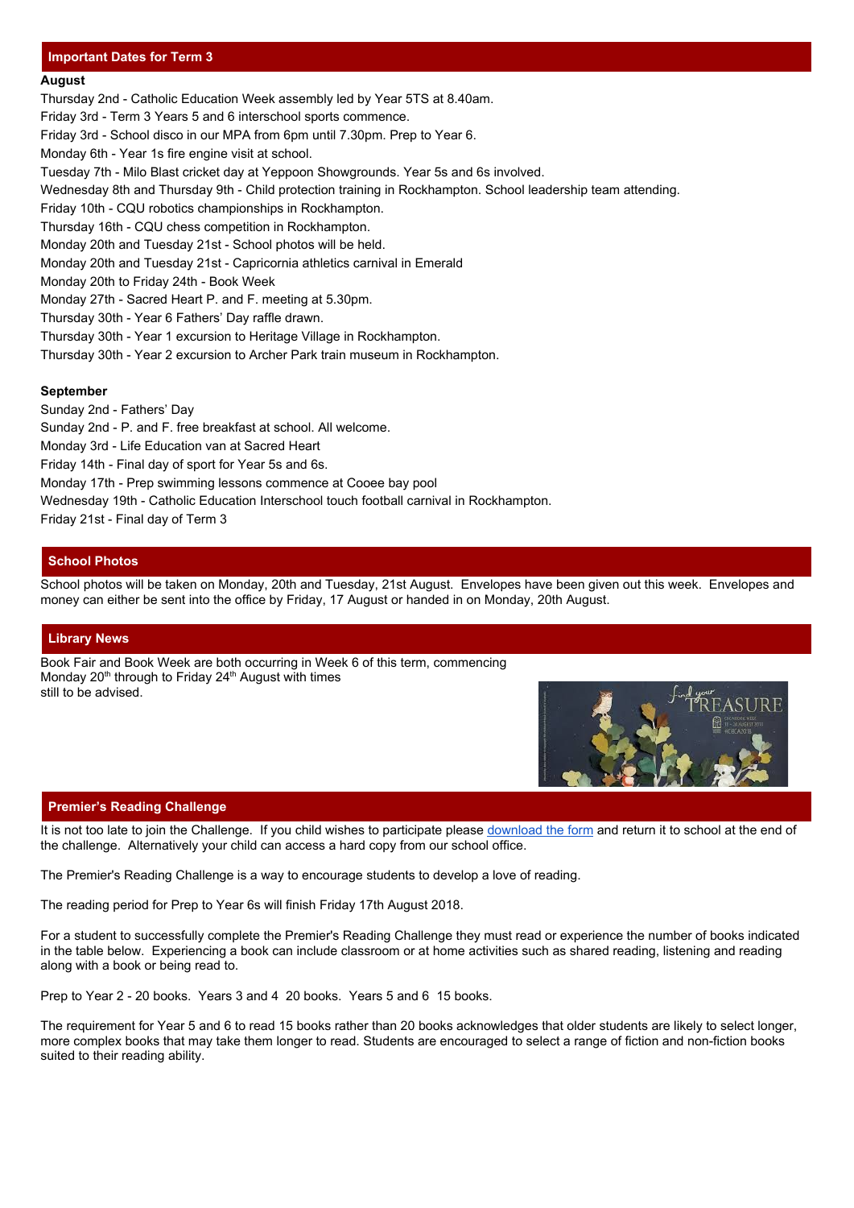## Important Dates for Term 3

**August**

Thursday 2nd - Catholic Education Week assembly led by Year 5TS at 8.40am.
Friday 3rd - Term 3 Years 5 and 6 interschool sports commence.
Friday 3rd - School disco in our MPA from 6pm until 7.30pm. Prep to Year 6.
Monday 6th - Year 1s fire engine visit at school.
Tuesday 7th - Milo Blast cricket day at Yeppoon Showgrounds. Year 5s and 6s involved.
Wednesday 8th and Thursday 9th - Child protection training in Rockhampton. School leadership team attending.
Friday 10th - CQU robotics championships in Rockhampton.
Thursday 16th - CQU chess competition in Rockhampton.
Monday 20th and Tuesday 21st - School photos will be held.
Monday 20th and Tuesday 21st - Capricornia athletics carnival in Emerald
Monday 20th to Friday 24th - Book Week
Monday 27th - Sacred Heart P. and F. meeting at 5.30pm.
Thursday 30th - Year 6 Fathers' Day raffle drawn.
Thursday 30th - Year 1 excursion to Heritage Village in Rockhampton.
Thursday 30th - Year 2 excursion to Archer Park train museum in Rockhampton.

**September**

Sunday 2nd - Fathers' Day
Sunday 2nd - P. and F. free breakfast at school. All welcome.
Monday 3rd - Life Education van at Sacred Heart
Friday 14th - Final day of sport for Year 5s and 6s.
Monday 17th - Prep swimming lessons commence at Cooee bay pool
Wednesday 19th - Catholic Education Interschool touch football carnival in Rockhampton.
Friday 21st - Final day of Term 3

## School Photos

School photos will be taken on Monday, 20th and Tuesday, 21st August. Envelopes have been given out this week. Envelopes and money can either be sent into the office by Friday, 17 August or handed in on Monday, 20th August.

## Library News

Book Fair and Book Week are both occurring in Week 6 of this term, commencing Monday 20th through to Friday 24th August with times still to be advised.

## Premier's Reading Challenge

It is not too late to join the Challenge. If you child wishes to participate please download the form and return it to school at the end of the challenge. Alternatively your child can access a hard copy from our school office.

The Premier's Reading Challenge is a way to encourage students to develop a love of reading.

The reading period for Prep to Year 6s will finish Friday 17th August 2018.

For a student to successfully complete the Premier's Reading Challenge they must read or experience the number of books indicated in the table below. Experiencing a book can include classroom or at home activities such as shared reading, listening and reading along with a book or being read to.

Prep to Year 2 - 20 books. Years 3 and 4 20 books. Years 5 and 6 15 books.

The requirement for Year 5 and 6 to read 15 books rather than 20 books acknowledges that older students are likely to select longer, more complex books that may take them longer to read. Students are encouraged to select a range of fiction and non-fiction books suited to their reading ability.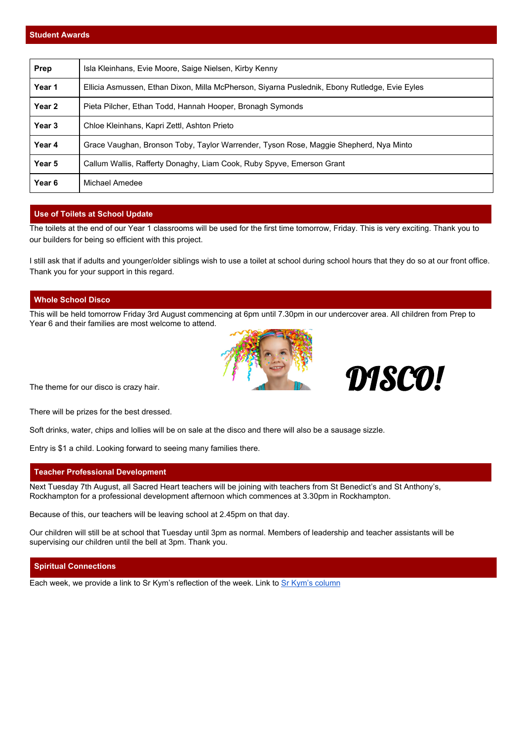## Student Awards

| | |
|---|---|
| **Prep** | Isla Kleinhans, Evie Moore, Saige Nielsen, Kirby Kenny |
| **Year 1** | Ellicia Asmussen, Ethan Dixon, Milla McPherson, Siyarna Puslednik, Ebony Rutledge, Evie Eyles |
| **Year 2** | Pieta Pilcher, Ethan Todd, Hannah Hooper, Bronagh Symonds |
| **Year 3** | Chloe Kleinhans, Kapri Zettl, Ashton Prieto |
| **Year 4** | Grace Vaughan, Bronson Toby, Taylor Warrender, Tyson Rose, Maggie Shepherd, Nya Minto |
| **Year 5** | Callum Wallis, Rafferty Donaghy, Liam Cook, Ruby Spyve, Emerson Grant |
| **Year 6** | Michael Amedee |

## Use of Toilets at School Update

The toilets at the end of our Year 1 classrooms will be used for the first time tomorrow, Friday. This is very exciting. Thank you to our builders for being so efficient with this project.

I still ask that if adults and younger/older siblings wish to use a toilet at school during school hours that they do so at our front office. Thank you for your support in this regard.

## Whole School Disco

This will be held tomorrow Friday 3rd August commencing at 6pm until 7.30pm in our undercover area. All children from Prep to Year 6 and their families are most welcome to attend.

The theme for our disco is crazy hair.

DISCO!

There will be prizes for the best dressed.

Soft drinks, water, chips and lollies will be on sale at the disco and there will also be a sausage sizzle.

Entry is $1 a child. Looking forward to seeing many families there.

## Teacher Professional Development

Next Tuesday 7th August, all Sacred Heart teachers will be joining with teachers from St Benedict's and St Anthony's, Rockhampton for a professional development afternoon which commences at 3.30pm in Rockhampton.

Because of this, our teachers will be leaving school at 2.45pm on that day.

Our children will still be at school that Tuesday until 3pm as normal. Members of leadership and teacher assistants will be supervising our children until the bell at 3pm. Thank you.

## Spiritual Connections

Each week, we provide a link to Sr Kym's reflection of the week. Link to Sr Kym's column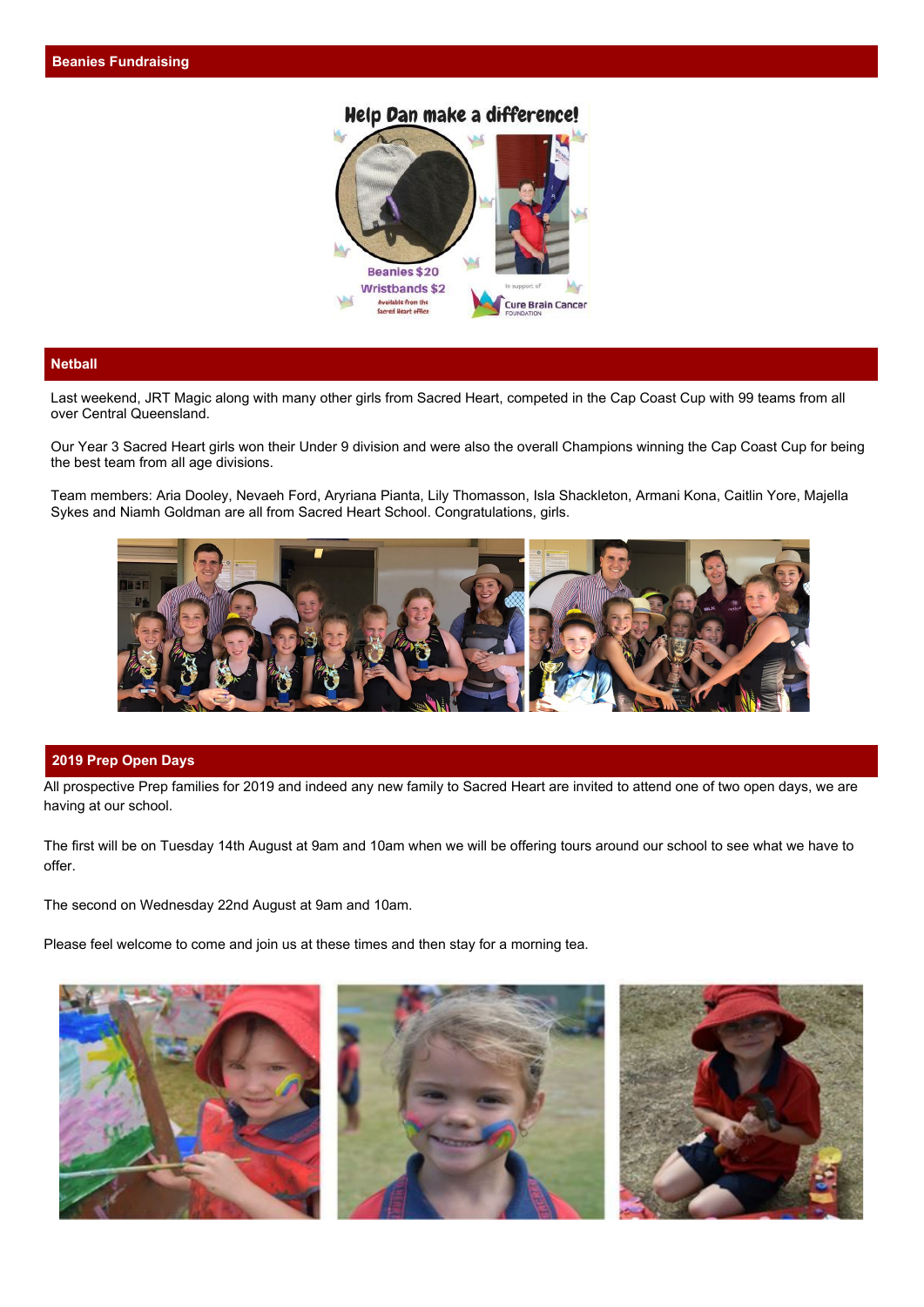## Beanies Fundraising

Help Dan make a difference!

Beanies $20

Wristbands $2

Available from the Sacred Heart office

In support of Cure Brain Cancer Foundation

## Netball

Last weekend, JRT Magic along with many other girls from Sacred Heart, competed in the Cap Coast Cup with 99 teams from all over Central Queensland.

Our Year 3 Sacred Heart girls won their Under 9 division and were also the overall Champions winning the Cap Coast Cup for being the best team from all age divisions.

Team members: Aria Dooley, Nevaeh Ford, Aryriana Pianta, Lily Thomasson, Isla Shackleton, Armani Kona, Caitlin Yore, Majella Sykes and Niamh Goldman are all from Sacred Heart School. Congratulations, girls.

## 2019 Prep Open Days

All prospective Prep families for 2019 and indeed any new family to Sacred Heart are invited to attend one of two open days, we are having at our school.

The first will be on Tuesday 14th August at 9am and 10am when we will be offering tours around our school to see what we have to offer.

The second on Wednesday 22nd August at 9am and 10am.

Please feel welcome to come and join us at these times and then stay for a morning tea.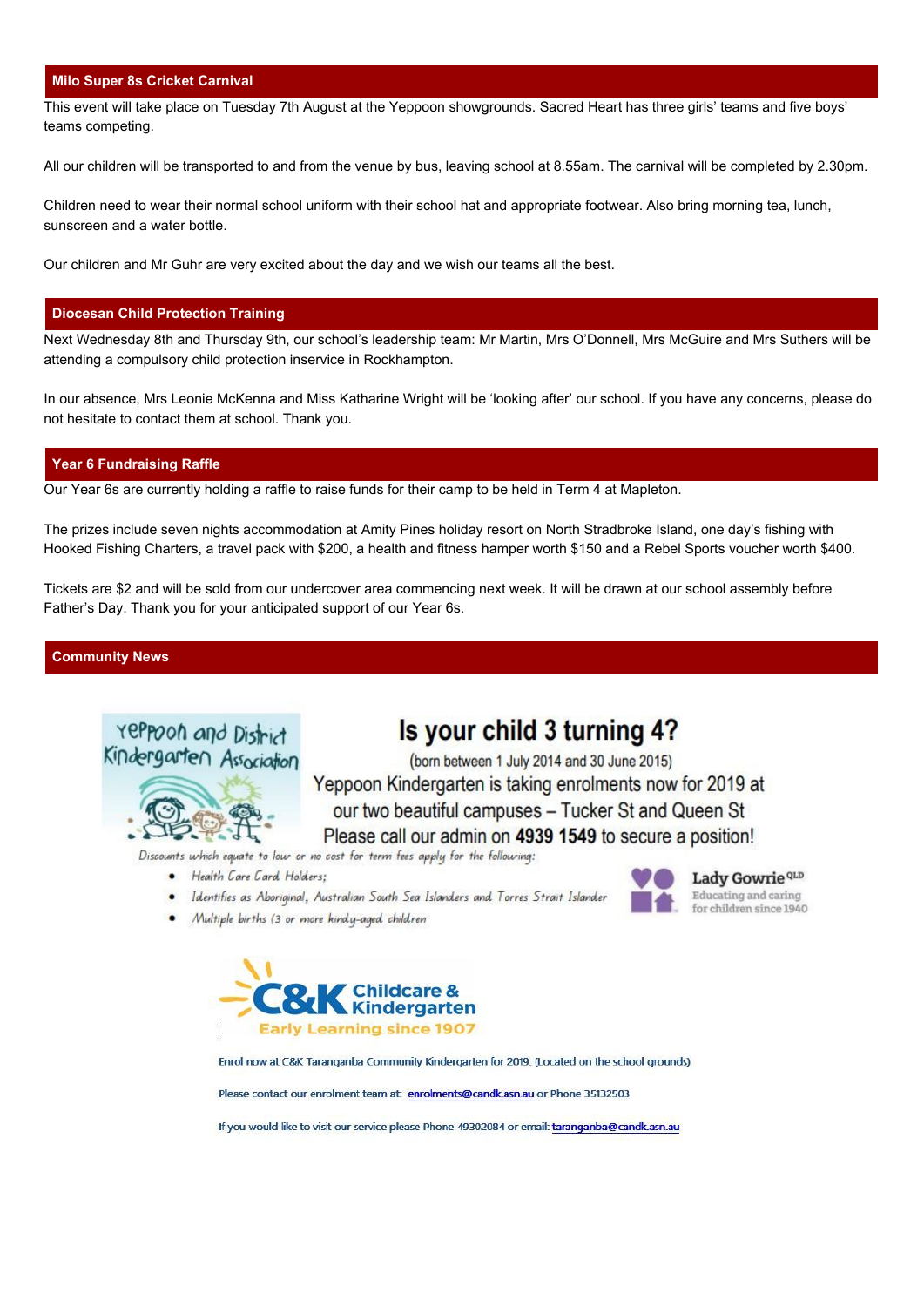## Milo Super 8s Cricket Carnival

This event will take place on Tuesday 7th August at the Yeppoon showgrounds. Sacred Heart has three girls' teams and five boys' teams competing.

All our children will be transported to and from the venue by bus, leaving school at 8.55am. The carnival will be completed by 2.30pm.

Children need to wear their normal school uniform with their school hat and appropriate footwear. Also bring morning tea, lunch, sunscreen and a water bottle.

Our children and Mr Guhr are very excited about the day and we wish our teams all the best.

## Diocesan Child Protection Training

Next Wednesday 8th and Thursday 9th, our school's leadership team: Mr Martin, Mrs O'Donnell, Mrs McGuire and Mrs Suthers will be attending a compulsory child protection inservice in Rockhampton.

In our absence, Mrs Leonie McKenna and Miss Katharine Wright will be 'looking after' our school. If you have any concerns, please do not hesitate to contact them at school. Thank you.

## Year 6 Fundraising Raffle

Our Year 6s are currently holding a raffle to raise funds for their camp to be held in Term 4 at Mapleton.

The prizes include seven nights accommodation at Amity Pines holiday resort on North Stradbroke Island, one day's fishing with Hooked Fishing Charters, a travel pack with $200, a health and fitness hamper worth $150 and a Rebel Sports voucher worth $400.

Tickets are $2 and will be sold from our undercover area commencing next week. It will be drawn at our school assembly before Father's Day. Thank you for your anticipated support of our Year 6s.

## Community News

Yeppoon and District Kindergarten Association

# Is your child 3 turning 4?

(born between 1 July 2014 and 30 June 2015)

Yeppoon Kindergarten is taking enrolments now for 2019 at our two beautiful campuses – Tucker St and Queen St

Please call our admin on **4939 1549** to secure a position!

*Discounts which equate to low or no cost for term fees apply for the following:*

- *Health Care Card Holders;*
- *Identifies as Aboriginal, Australian South Sea Islanders and Torres Strait Islander*
- *Multiple births (3 or more kindy-aged children*

**Lady Gowrie** QLD
Educating and caring for children since 1940

**C&K Childcare & Kindergarten**
Early Learning since 1907

Enrol now at C&K Taranganba Community Kindergarten for 2019. (Located on the school grounds)

Please contact our enrolment team at: enrolments@candk.asn.au or Phone 35132503

If you would like to visit our service please Phone 49302084 or email: taranganba@candk.asn.au